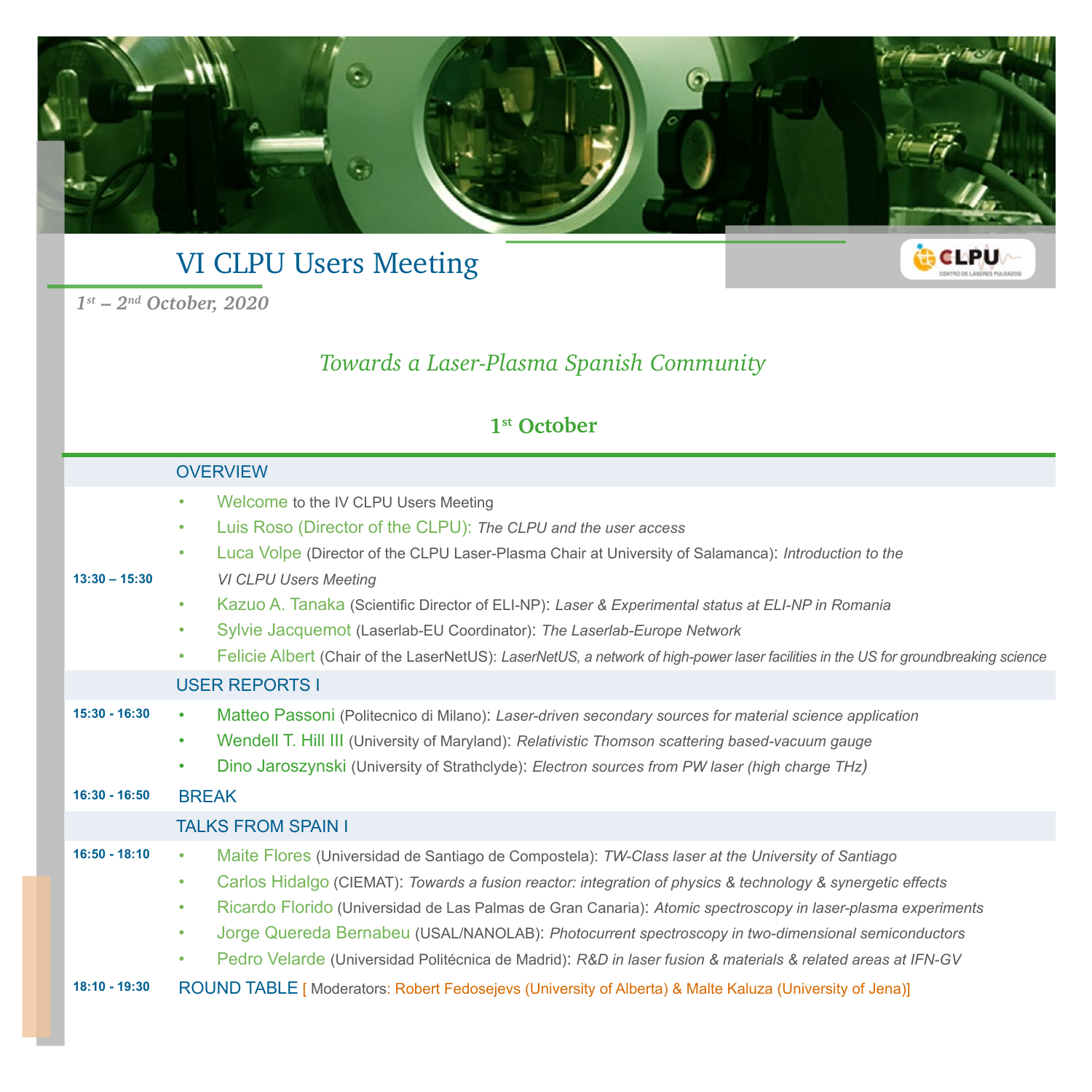# VI CLPU Users Meeting

*1st – 2nd October, 2020*

## *Towards a Laser-Plasma Spanish Community*

### 1st October

| | |
|---|---|
| | OVERVIEW |
| 13:30 – 15:30 | • Welcome to the IV CLPU Users Meeting<br>• Luis Roso (Director of the CLPU): *The CLPU and the user access*<br>• Luca Volpe (Director of the CLPU Laser-Plasma Chair at University of Salamanca): *Introduction to the VI CLPU Users Meeting*<br>• Kazuo A. Tanaka (Scientific Director of ELI-NP): *Laser & Experimental status at ELI-NP in Romania*<br>• Sylvie Jacquemot (Laserlab-EU Coordinator): *The Laserlab-Europe Network*<br>• Felicie Albert (Chair of the LaserNetUS): *LaserNetUS, a network of high-power laser facilities in the US for groundbreaking science* |
| | USER REPORTS I |
| 15:30 - 16:30 | • Matteo Passoni (Politecnico di Milano): *Laser-driven secondary sources for material science application*<br>• Wendell T. Hill III (University of Maryland): *Relativistic Thomson scattering based-vacuum gauge*<br>• Dino Jaroszynski (University of Strathclyde): *Electron sources from PW laser (high charge THz)* |
| 16:30 - 16:50 | BREAK |
| | TALKS FROM SPAIN I |
| 16:50 - 18:10 | • Maite Flores (Universidad de Santiago de Compostela): *TW-Class laser at the University of Santiago*<br>• Carlos Hidalgo (CIEMAT): *Towards a fusion reactor: integration of physics & technology & synergetic effects*<br>• Ricardo Florido (Universidad de Las Palmas de Gran Canaria): *Atomic spectroscopy in laser-plasma experiments*<br>• Jorge Quereda Bernabeu (USAL/NANOLAB): *Photocurrent spectroscopy in two-dimensional semiconductors*<br>• Pedro Velarde (Universidad Politécnica de Madrid): *R&D in laser fusion & materials & related areas at IFN-GV* |
| 18:10 - 19:30 | ROUND TABLE [ Moderators: Robert Fedosejevs (University of Alberta) & Malte Kaluza (University of Jena)] |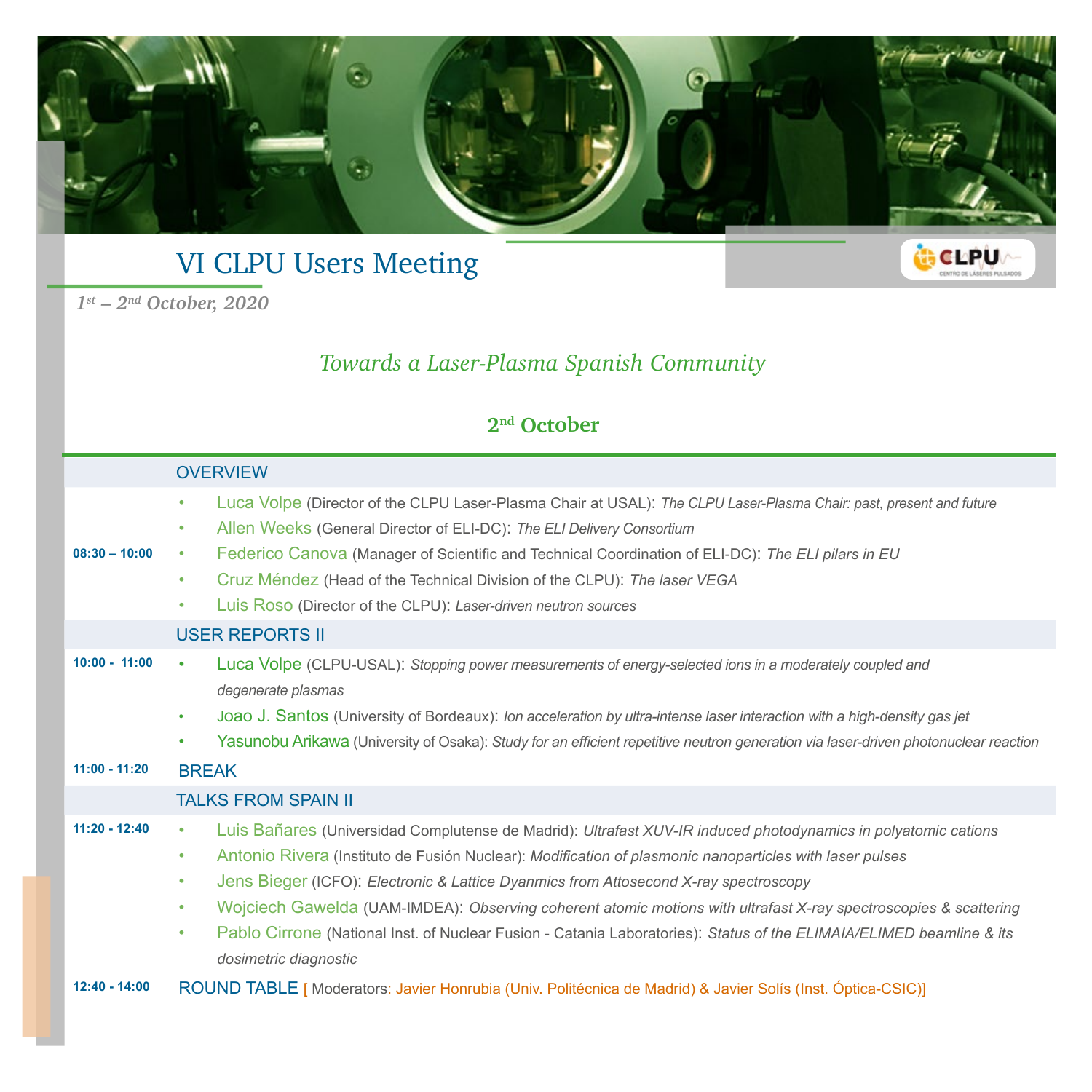# VI CLPU Users Meeting

*1st – 2nd October, 2020*

*Towards a Laser-Plasma Spanish Community*

## 2nd October

| | |
|---|---|
| | OVERVIEW |
| 08:30 – 10:00 | • Luca Volpe (Director of the CLPU Laser-Plasma Chair at USAL): *The CLPU Laser-Plasma Chair: past, present and future*<br>• Allen Weeks (General Director of ELI-DC): *The ELI Delivery Consortium*<br>• Federico Canova (Manager of Scientific and Technical Coordination of ELI-DC): *The ELI pilars in EU*<br>• Cruz Méndez (Head of the Technical Division of the CLPU): *The laser VEGA*<br>• Luis Roso (Director of the CLPU): *Laser-driven neutron sources* |
| | USER REPORTS II |
| 10:00 - 11:00 | • Luca Volpe (CLPU-USAL): *Stopping power measurements of energy-selected ions in a moderately coupled and degenerate plasmas*<br>• Joao J. Santos (University of Bordeaux): *Ion acceleration by ultra-intense laser interaction with a high-density gas jet*<br>• Yasunobu Arikawa (University of Osaka): *Study for an efficient repetitive neutron generation via laser-driven photonuclear reaction* |
| 11:00 - 11:20 | BREAK |
| | TALKS FROM SPAIN II |
| 11:20 - 12:40 | • Luis Bañares (Universidad Complutense de Madrid): *Ultrafast XUV-IR induced photodynamics in polyatomic cations*<br>• Antonio Rivera (Instituto de Fusión Nuclear): *Modification of plasmonic nanoparticles with laser pulses*<br>• Jens Bieger (ICFO): *Electronic & Lattice Dyanmics from Attosecond X-ray spectroscopy*<br>• Wojciech Gawelda (UAM-IMDEA): *Observing coherent atomic motions with ultrafast X-ray spectroscopies & scattering*<br>• Pablo Cirrone (National Inst. of Nuclear Fusion - Catania Laboratories): *Status of the ELIMAIA/ELIMED beamline & its dosimetric diagnostic* |
| 12:40 - 14:00 | ROUND TABLE [ Moderators: Javier Honrubia (Univ. Politécnica de Madrid) & Javier Solís (Inst. Óptica-CSIC)] |